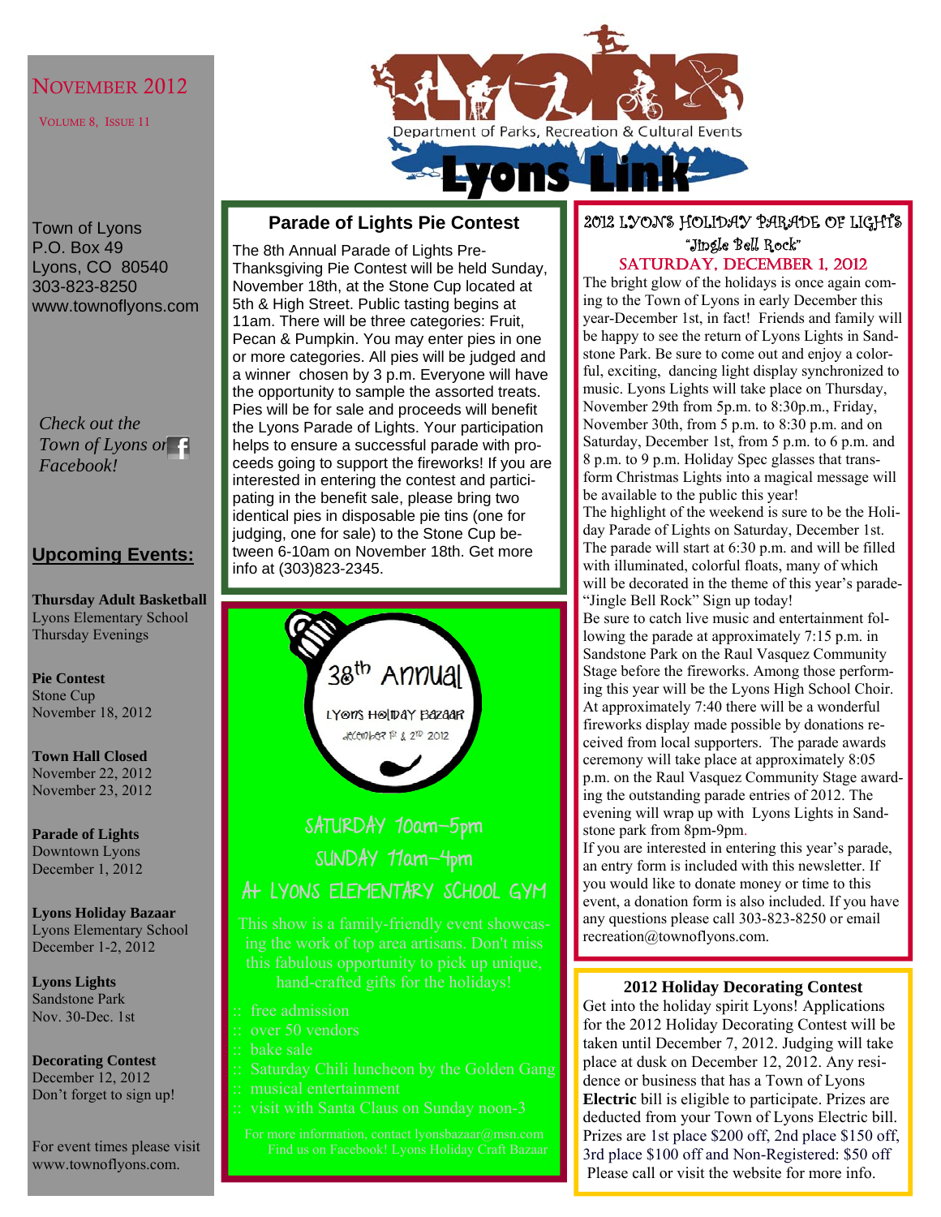# Lyons Link

Department of Parks, Recreation & Cultural Events

NOVEMBER 2012

VOLUME 8, ISSUE 11

Town of Lyons
P.O. Box 49
Lyons, CO 80540
303-823-8250
www.townoflyons.com

*Check out the Town of Lyons on Facebook!*

## Upcoming Events:

**Thursday Adult Basketball**
Lyons Elementary School
Thursday Evenings

**Pie Contest**
Stone Cup
November 18, 2012

**Town Hall Closed**
November 22, 2012
November 23, 2012

**Parade of Lights**
Downtown Lyons
December 1, 2012

**Lyons Holiday Bazaar**
Lyons Elementary School
December 1-2, 2012

**Lyons Lights**
Sandstone Park
Nov. 30-Dec. 1st

**Decorating Contest**
December 12, 2012
Don't forget to sign up!

For event times please visit www.townoflyons.com.

## Parade of Lights Pie Contest

The 8th Annual Parade of Lights Pre-Thanksgiving Pie Contest will be held Sunday, November 18th, at the Stone Cup located at 5th & High Street. Public tasting begins at 11am. There will be three categories: Fruit, Pecan & Pumpkin. You may enter pies in one or more categories. All pies will be judged and a winner chosen by 3 p.m. Everyone will have the opportunity to sample the assorted treats. Pies will be for sale and proceeds will benefit the Lyons Parade of Lights. Your participation helps to ensure a successful parade with proceeds going to support the fireworks! If you are interested in entering the contest and participating in the benefit sale, please bring two identical pies in disposable pie tins (one for judging, one for sale) to the Stone Cup between 6-10am on November 18th. Get more info at (303)823-2345.

## 38th Annual Lyons Holiday Bazaar

December 1st & 2nd 2012

SATURDAY 10am–5pm
SUNDAY 11am–4pm
AT LYONS ELEMENTARY SCHOOL GYM

This show is a family-friendly event showcasing the work of top area artisans. Don't miss this fabulous opportunity to pick up unique, hand-crafted gifts for the holidays!

- free admission
- over 50 vendors
- bake sale
- Saturday Chili luncheon by the Golden Gang
- musical entertainment
- visit with Santa Claus on Sunday noon-3

For more information, contact lyonsbazaar@msn.com
Find us on Facebook! Lyons Holiday Craft Bazaar

## 2012 LYON'S HOLIDAY PARADE OF LIGHTS

"Jingle Bell Rock"

SATURDAY, DECEMBER 1, 2012

The bright glow of the holidays is once again coming to the Town of Lyons in early December this year-December 1st, in fact! Friends and family will be happy to see the return of Lyons Lights in Sandstone Park. Be sure to come out and enjoy a colorful, exciting, dancing light display synchronized to music. Lyons Lights will take place on Thursday, November 29th from 5p.m. to 8:30p.m., Friday, November 30th, from 5 p.m. to 8:30 p.m. and on Saturday, December 1st, from 5 p.m. to 6 p.m. and 8 p.m. to 9 p.m. Holiday Spec glasses that transform Christmas Lights into a magical message will be available to the public this year!

The highlight of the weekend is sure to be the Holiday Parade of Lights on Saturday, December 1st. The parade will start at 6:30 p.m. and will be filled with illuminated, colorful floats, many of which will be decorated in the theme of this year's parade- "Jingle Bell Rock" Sign up today!

Be sure to catch live music and entertainment following the parade at approximately 7:15 p.m. in Sandstone Park on the Raul Vasquez Community Stage before the fireworks. Among those performing this year will be the Lyons High School Choir. At approximately 7:40 there will be a wonderful fireworks display made possible by donations received from local supporters. The parade awards ceremony will take place at approximately 8:05 p.m. on the Raul Vasquez Community Stage awarding the outstanding parade entries of 2012. The evening will wrap up with Lyons Lights in Sandstone park from 8pm-9pm.

If you are interested in entering this year's parade, an entry form is included with this newsletter. If you would like to donate money or time to this event, a donation form is also included. If you have any questions please call 303-823-8250 or email recreation@townoflyons.com.

## 2012 Holiday Decorating Contest

Get into the holiday spirit Lyons! Applications for the 2012 Holiday Decorating Contest will be taken until December 7, 2012. Judging will take place at dusk on December 12, 2012. Any residence or business that has a Town of Lyons **Electric** bill is eligible to participate. Prizes are deducted from your Town of Lyons Electric bill. Prizes are 1st place $200 off, 2nd place $150 off, 3rd place $100 off and Non-Registered: $50 off Please call or visit the website for more info.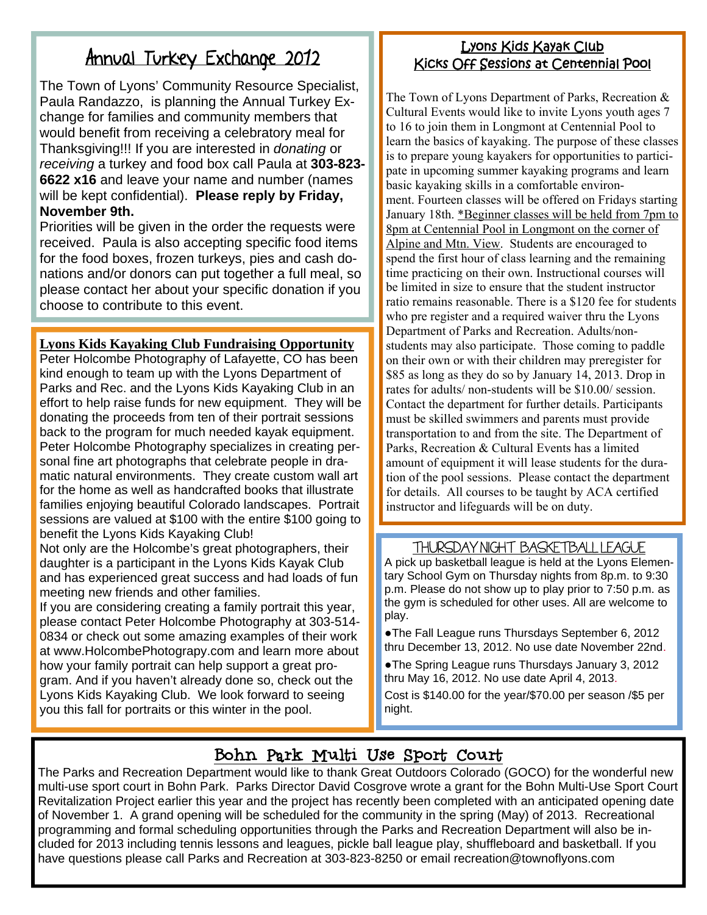## Annual Turkey Exchange 2012

The Town of Lyons' Community Resource Specialist, Paula Randazzo, is planning the Annual Turkey Exchange for families and community members that would benefit from receiving a celebratory meal for Thanksgiving!!! If you are interested in *donating* or *receiving* a turkey and food box call Paula at **303-823-6622 x16** and leave your name and number (names will be kept confidential). **Please reply by Friday, November 9th.**

Priorities will be given in the order the requests were received. Paula is also accepting specific food items for the food boxes, frozen turkeys, pies and cash donations and/or donors can put together a full meal, so please contact her about your specific donation if you choose to contribute to this event.

## Lyons Kids Kayaking Club Fundraising Opportunity

Peter Holcombe Photography of Lafayette, CO has been kind enough to team up with the Lyons Department of Parks and Rec. and the Lyons Kids Kayaking Club in an effort to help raise funds for new equipment. They will be donating the proceeds from ten of their portrait sessions back to the program for much needed kayak equipment. Peter Holcombe Photography specializes in creating personal fine art photographs that celebrate people in dramatic natural environments. They create custom wall art for the home as well as handcrafted books that illustrate families enjoying beautiful Colorado landscapes. Portrait sessions are valued at $100 with the entire $100 going to benefit the Lyons Kids Kayaking Club!

Not only are the Holcombe's great photographers, their daughter is a participant in the Lyons Kids Kayak Club and has experienced great success and had loads of fun meeting new friends and other families.

If you are considering creating a family portrait this year, please contact Peter Holcombe Photography at 303-514-0834 or check out some amazing examples of their work at www.HolcombePhotograpy.com and learn more about how your family portrait can help support a great program. And if you haven't already done so, check out the Lyons Kids Kayaking Club. We look forward to seeing you this fall for portraits or this winter in the pool.

## Lyons Kids Kayak Club Kicks Off Sessions at Centennial Pool

The Town of Lyons Department of Parks, Recreation & Cultural Events would like to invite Lyons youth ages 7 to 16 to join them in Longmont at Centennial Pool to learn the basics of kayaking. The purpose of these classes is to prepare young kayakers for opportunities to participate in upcoming summer kayaking programs and learn basic kayaking skills in a comfortable environment. Fourteen classes will be offered on Fridays starting January 18th. *Beginner classes will be held from 7pm to 8pm at Centennial Pool in Longmont on the corner of Alpine and Mtn. View. Students are encouraged to spend the first hour of class learning and the remaining time practicing on their own. Instructional courses will be limited in size to ensure that the student instructor ratio remains reasonable. There is a $120 fee for students who pre register and a required waiver thru the Lyons Department of Parks and Recreation. Adults/non-students may also participate. Those coming to paddle on their own or with their children may preregister for $85 as long as they do so by January 14, 2013. Drop in rates for adults/ non-students will be $10.00/ session. Contact the department for further details. Participants must be skilled swimmers and parents must provide transportation to and from the site. The Department of Parks, Recreation & Cultural Events has a limited amount of equipment it will lease students for the duration of the pool sessions. Please contact the department for details. All courses to be taught by ACA certified instructor and lifeguards will be on duty.

## THURSDAY NIGHT BASKETBALL LEAGUE

A pick up basketball league is held at the Lyons Elementary School Gym on Thursday nights from 8p.m. to 9:30 p.m. Please do not show up to play prior to 7:50 p.m. as the gym is scheduled for other uses. All are welcome to play.

- The Fall League runs Thursdays September 6, 2012 thru December 13, 2012. No use date November 22nd.
- The Spring League runs Thursdays January 3, 2012 thru May 16, 2012. No use date April 4, 2013.

Cost is $140.00 for the year/$70.00 per season /$5 per night.

## Bohn Park Multi Use Sport Court

The Parks and Recreation Department would like to thank Great Outdoors Colorado (GOCO) for the wonderful new multi-use sport court in Bohn Park. Parks Director David Cosgrove wrote a grant for the Bohn Multi-Use Sport Court Revitalization Project earlier this year and the project has recently been completed with an anticipated opening date of November 1. A grand opening will be scheduled for the community in the spring (May) of 2013. Recreational programming and formal scheduling opportunities through the Parks and Recreation Department will also be included for 2013 including tennis lessons and leagues, pickle ball league play, shuffleboard and basketball. If you have questions please call Parks and Recreation at 303-823-8250 or email recreation@townoflyons.com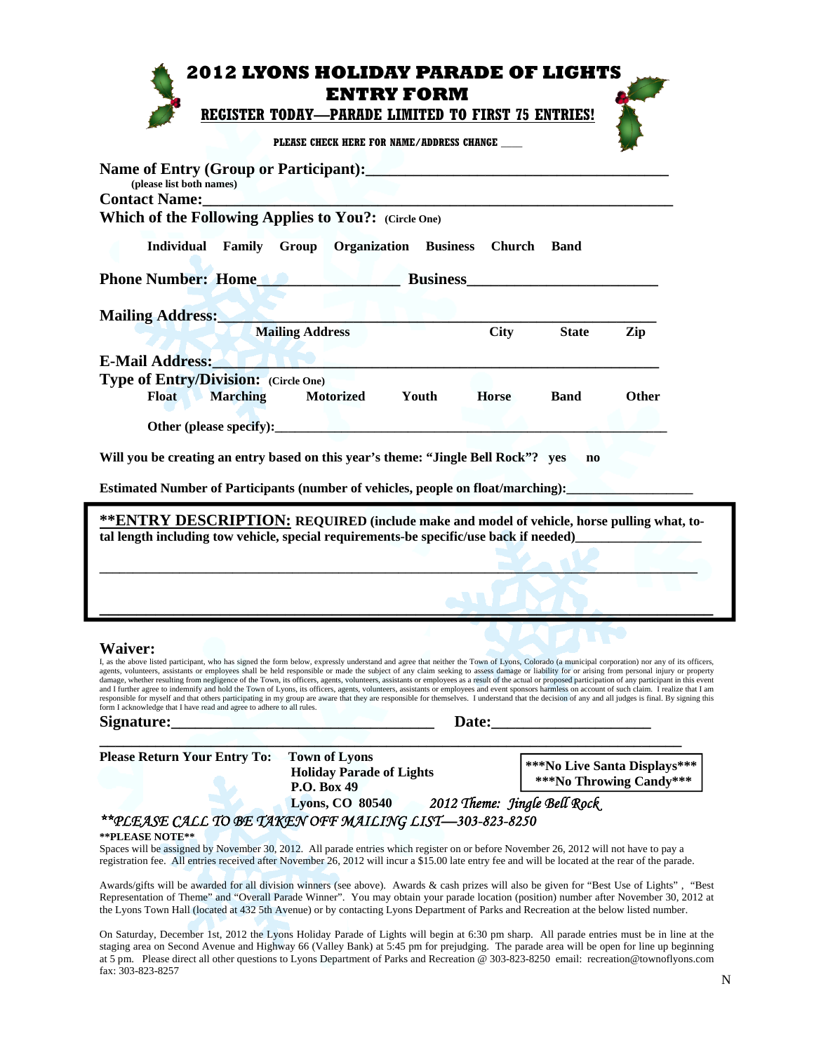# 2012 LYONS HOLIDAY PARADE OF LIGHTS ENTRY FORM

## REGISTER TODAY—PARADE LIMITED TO FIRST 75 ENTRIES!

PLEASE CHECK HERE FOR NAME/ADDRESS CHANGE ____

**Name of Entry (Group or Participant):**______________________________________
(please list both names)

**Contact Name:**_____________________________________________________

**Which of the Following Applies to You?:** (Circle One)

**Individual  Family  Group  Organization  Business  Church  Band**

**Phone Number: Home**_________________ **Business**_______________________

**Mailing Address:**____________________________________________________

Mailing Address          City          State          Zip

**E-Mail Address:**_____________________________________________________

**Type of Entry/Division:** (Circle One)

**Float  Marching  Motorized  Youth  Horse  Band  Other**

**Other (please specify):**_____________________________________________

**Will you be creating an entry based on this year's theme: "Jingle Bell Rock"? yes  no**

**Estimated Number of Participants (number of vehicles, people on float/marching):**__________________

**\*\*ENTRY DESCRIPTION: REQUIRED (include make and model of vehicle, horse pulling what, total length including tow vehicle, special requirements-be specific/use back if needed)**__________________

______________________________________________________________________

______________________________________________________________________

## Waiver:

I, as the above listed participant, who has signed the form below, expressly understand and agree that neither the Town of Lyons, Colorado (a municipal corporation) nor any of its officers, agents, volunteers, assistants or employees shall be held responsible or made the subject of any claim seeking to assess damage or liability for or arising from personal injury or property damage, whether resulting from negligence of the Town, its officers, agents, volunteers, assistants or employees as a result of the actual or proposed participation of any participant in this event and I further agree to indemnify and hold the Town of Lyons, its officers, agents, volunteers, assistants or employees and event sponsors harmless on account of such claim. I realize that I am responsible for myself and that others participating in my group are aware that they are responsible for themselves. I understand that the decision of any and all judges is final. By signing this form I acknowledge that I have read and agree to adhere to all rules.

**Signature:**_________________________________ **Date:**____________________

______________________________________________________________________

**Please Return Your Entry To:** **Town of Lyons**
**Holiday Parade of Lights**
**P.O. Box 49**
**Lyons, CO 80540**

**\*\*\*No Live Santa Displays\*\*\***
**\*\*\*No Throwing Candy\*\*\***

*2012 Theme: Jingle Bell Rock*

***\*\*PLEASE CALL TO BE TAKEN OFF MAILING LIST—303-823-8250***

**\*\*PLEASE NOTE\*\***

Spaces will be assigned by November 30, 2012. All parade entries which register on or before November 26, 2012 will not have to pay a registration fee. All entries received after November 26, 2012 will incur a $15.00 late entry fee and will be located at the rear of the parade.

Awards/gifts will be awarded for all division winners (see above). Awards & cash prizes will also be given for "Best Use of Lights" , "Best Representation of Theme" and "Overall Parade Winner". You may obtain your parade location (position) number after November 30, 2012 at the Lyons Town Hall (located at 432 5th Avenue) or by contacting Lyons Department of Parks and Recreation at the below listed number.

On Saturday, December 1st, 2012 the Lyons Holiday Parade of Lights will begin at 6:30 pm sharp. All parade entries must be in line at the staging area on Second Avenue and Highway 66 (Valley Bank) at 5:45 pm for prejudging. The parade area will be open for line up beginning at 5 pm. Please direct all other questions to Lyons Department of Parks and Recreation @ 303-823-8250 email: recreation@townoflyons.com fax: 303-823-8257

N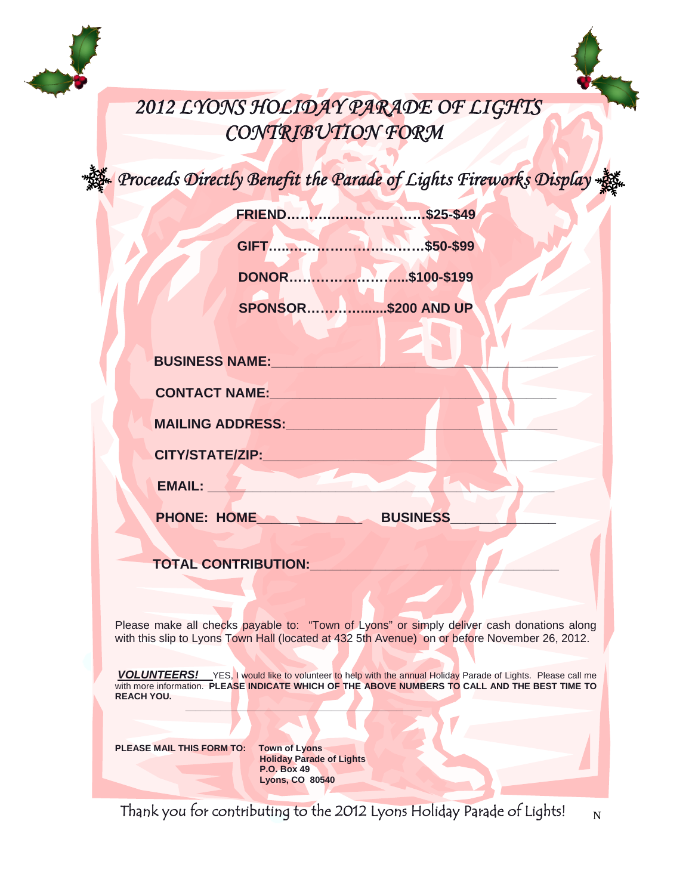# *2012 LYONS HOLIDAY PARADE OF LIGHTS CONTRIBUTION FORM*

*Proceeds Directly Benefit the Parade of Lights Fireworks Display*

**FRIEND……………………………$25-$49**

**GIFT………………………………$50-$99**

**DONOR……………………...$100-$199**

**SPONSOR……………......$200 AND UP**

**BUSINESS NAME:**\_\_\_\_\_\_\_\_\_\_\_\_\_\_\_\_\_\_\_\_\_\_\_\_\_\_\_\_\_\_\_\_\_\_\_\_\_\_\_\_

**CONTACT NAME:**\_\_\_\_\_\_\_\_\_\_\_\_\_\_\_\_\_\_\_\_\_\_\_\_\_\_\_\_\_\_\_\_\_\_\_\_\_\_\_\_

**MAILING ADDRESS:**\_\_\_\_\_\_\_\_\_\_\_\_\_\_\_\_\_\_\_\_\_\_\_\_\_\_\_\_\_\_\_\_\_\_\_\_\_\_

**CITY/STATE/ZIP:**\_\_\_\_\_\_\_\_\_\_\_\_\_\_\_\_\_\_\_\_\_\_\_\_\_\_\_\_\_\_\_\_\_\_\_\_\_\_\_\_\_

**EMAIL:** \_\_\_\_\_\_\_\_\_\_\_\_\_\_\_\_\_\_\_\_\_\_\_\_\_\_\_\_\_\_\_\_\_\_\_\_\_\_\_\_\_\_\_\_\_\_\_\_

**PHONE: HOME**\_\_\_\_\_\_\_\_\_\_\_\_\_\_ **BUSINESS**\_\_\_\_\_\_\_\_\_\_\_\_\_\_

**TOTAL CONTRIBUTION:**\_\_\_\_\_\_\_\_\_\_\_\_\_\_\_\_\_\_\_\_\_\_\_\_\_\_\_\_\_\_\_\_\_\_\_\_

Please make all checks payable to: "Town of Lyons" or simply deliver cash donations along with this slip to Lyons Town Hall (located at 432 5th Avenue) on or before November 26, 2012.

***VOLUNTEERS!*** \_\_\_YES, I would like to volunteer to help with the annual Holiday Parade of Lights. Please call me with more information. **PLEASE INDICATE WHICH OF THE ABOVE NUMBERS TO CALL AND THE BEST TIME TO REACH YOU.**

\_\_\_\_\_\_\_\_\_\_\_\_\_\_\_\_\_\_\_\_\_\_\_\_\_\_\_\_\_\_\_\_\_\_\_\_\_\_\_\_\_\_\_\_

**PLEASE MAIL THIS FORM TO:** **Town of Lyons**
**Holiday Parade of Lights**
**P.O. Box 49**
**Lyons, CO 80540**

Thank you for contributing to the 2012 Lyons Holiday Parade of Lights!